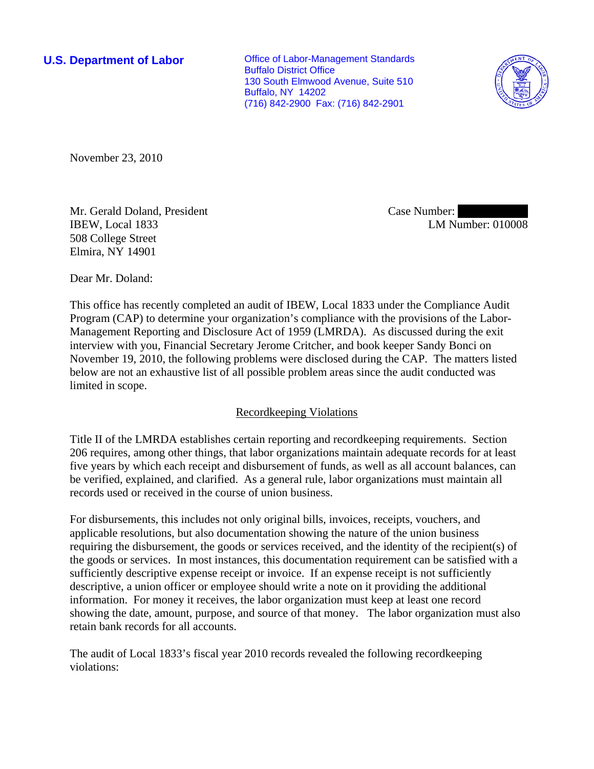**U.S. Department of Labor**

Office of Labor-Management Standards
Buffalo District Office
130 South Elmwood Avenue, Suite 510
Buffalo, NY 14202
(716) 842-2900 Fax: (716) 842-2901

November 23, 2010

Mr. Gerald Doland, President
IBEW, Local 1833
508 College Street
Elmira, NY 14901

Case Number:
LM Number: 010008

Dear Mr. Doland:

This office has recently completed an audit of IBEW, Local 1833 under the Compliance Audit Program (CAP) to determine your organization's compliance with the provisions of the Labor-Management Reporting and Disclosure Act of 1959 (LMRDA). As discussed during the exit interview with you, Financial Secretary Jerome Critcher, and book keeper Sandy Bonci on November 19, 2010, the following problems were disclosed during the CAP. The matters listed below are not an exhaustive list of all possible problem areas since the audit conducted was limited in scope.

## Recordkeeping Violations

Title II of the LMRDA establishes certain reporting and recordkeeping requirements. Section 206 requires, among other things, that labor organizations maintain adequate records for at least five years by which each receipt and disbursement of funds, as well as all account balances, can be verified, explained, and clarified. As a general rule, labor organizations must maintain all records used or received in the course of union business.

For disbursements, this includes not only original bills, invoices, receipts, vouchers, and applicable resolutions, but also documentation showing the nature of the union business requiring the disbursement, the goods or services received, and the identity of the recipient(s) of the goods or services. In most instances, this documentation requirement can be satisfied with a sufficiently descriptive expense receipt or invoice. If an expense receipt is not sufficiently descriptive, a union officer or employee should write a note on it providing the additional information. For money it receives, the labor organization must keep at least one record showing the date, amount, purpose, and source of that money. The labor organization must also retain bank records for all accounts.

The audit of Local 1833's fiscal year 2010 records revealed the following recordkeeping violations: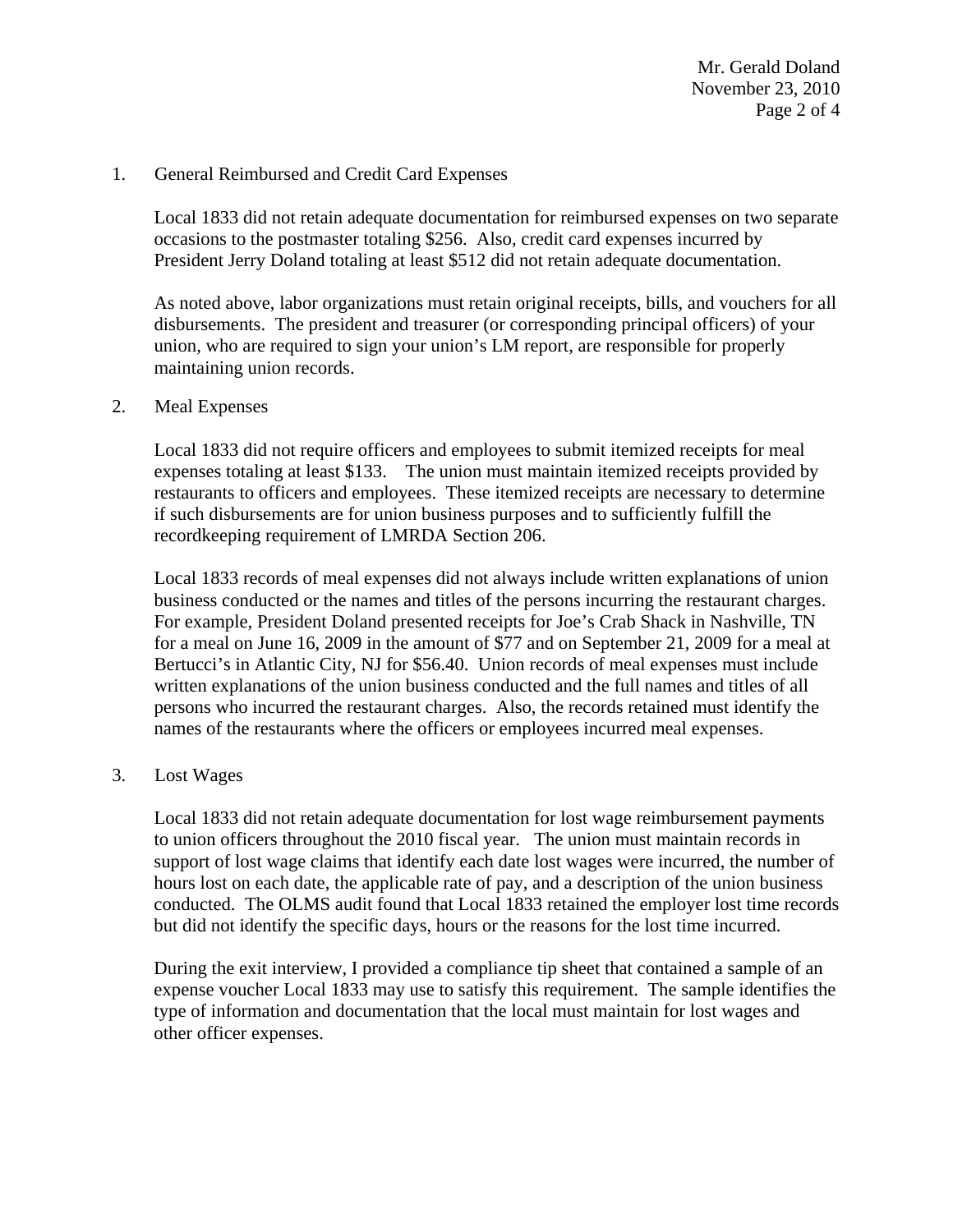1. General Reimbursed and Credit Card Expenses

   Local 1833 did not retain adequate documentation for reimbursed expenses on two separate occasions to the postmaster totaling $256. Also, credit card expenses incurred by President Jerry Doland totaling at least $512 did not retain adequate documentation.

   As noted above, labor organizations must retain original receipts, bills, and vouchers for all disbursements. The president and treasurer (or corresponding principal officers) of your union, who are required to sign your union's LM report, are responsible for properly maintaining union records.

2. Meal Expenses

   Local 1833 did not require officers and employees to submit itemized receipts for meal expenses totaling at least $133. The union must maintain itemized receipts provided by restaurants to officers and employees. These itemized receipts are necessary to determine if such disbursements are for union business purposes and to sufficiently fulfill the recordkeeping requirement of LMRDA Section 206.

   Local 1833 records of meal expenses did not always include written explanations of union business conducted or the names and titles of the persons incurring the restaurant charges. For example, President Doland presented receipts for Joe's Crab Shack in Nashville, TN for a meal on June 16, 2009 in the amount of $77 and on September 21, 2009 for a meal at Bertucci's in Atlantic City, NJ for $56.40. Union records of meal expenses must include written explanations of the union business conducted and the full names and titles of all persons who incurred the restaurant charges. Also, the records retained must identify the names of the restaurants where the officers or employees incurred meal expenses.

3. Lost Wages

   Local 1833 did not retain adequate documentation for lost wage reimbursement payments to union officers throughout the 2010 fiscal year. The union must maintain records in support of lost wage claims that identify each date lost wages were incurred, the number of hours lost on each date, the applicable rate of pay, and a description of the union business conducted. The OLMS audit found that Local 1833 retained the employer lost time records but did not identify the specific days, hours or the reasons for the lost time incurred.

   During the exit interview, I provided a compliance tip sheet that contained a sample of an expense voucher Local 1833 may use to satisfy this requirement. The sample identifies the type of information and documentation that the local must maintain for lost wages and other officer expenses.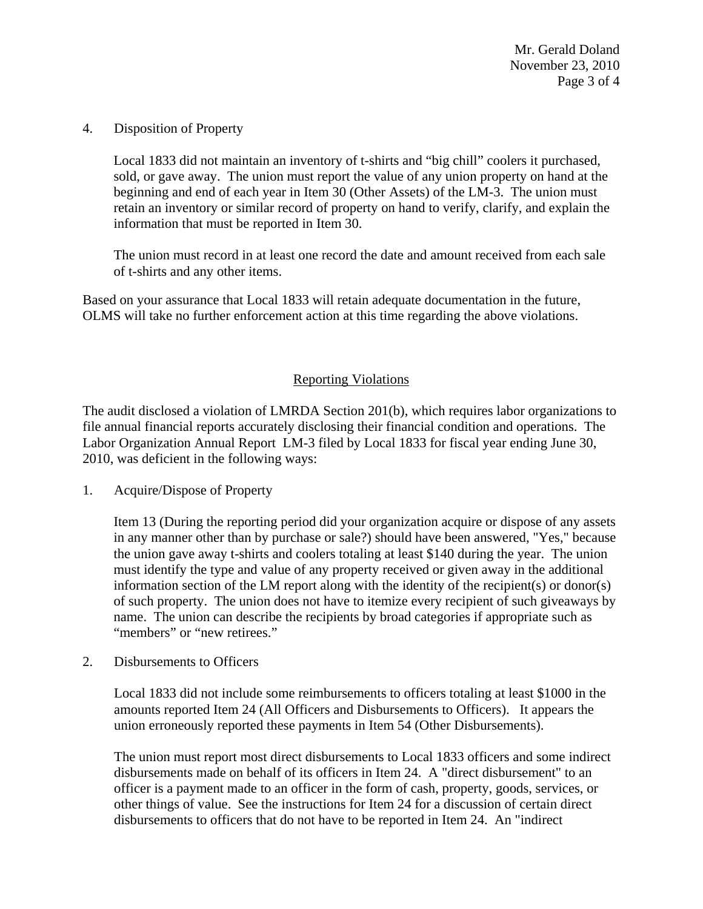4. Disposition of Property

   Local 1833 did not maintain an inventory of t-shirts and “big chill” coolers it purchased, sold, or gave away. The union must report the value of any union property on hand at the beginning and end of each year in Item 30 (Other Assets) of the LM-3. The union must retain an inventory or similar record of property on hand to verify, clarify, and explain the information that must be reported in Item 30.

   The union must record in at least one record the date and amount received from each sale of t-shirts and any other items.

Based on your assurance that Local 1833 will retain adequate documentation in the future, OLMS will take no further enforcement action at this time regarding the above violations.

## Reporting Violations

The audit disclosed a violation of LMRDA Section 201(b), which requires labor organizations to file annual financial reports accurately disclosing their financial condition and operations. The Labor Organization Annual Report LM-3 filed by Local 1833 for fiscal year ending June 30, 2010, was deficient in the following ways:

1. Acquire/Dispose of Property

   Item 13 (During the reporting period did your organization acquire or dispose of any assets in any manner other than by purchase or sale?) should have been answered, "Yes," because the union gave away t-shirts and coolers totaling at least $140 during the year. The union must identify the type and value of any property received or given away in the additional information section of the LM report along with the identity of the recipient(s) or donor(s) of such property. The union does not have to itemize every recipient of such giveaways by name. The union can describe the recipients by broad categories if appropriate such as “members” or “new retirees.”

2. Disbursements to Officers

   Local 1833 did not include some reimbursements to officers totaling at least $1000 in the amounts reported Item 24 (All Officers and Disbursements to Officers). It appears the union erroneously reported these payments in Item 54 (Other Disbursements).

   The union must report most direct disbursements to Local 1833 officers and some indirect disbursements made on behalf of its officers in Item 24. A "direct disbursement" to an officer is a payment made to an officer in the form of cash, property, goods, services, or other things of value. See the instructions for Item 24 for a discussion of certain direct disbursements to officers that do not have to be reported in Item 24. An "indirect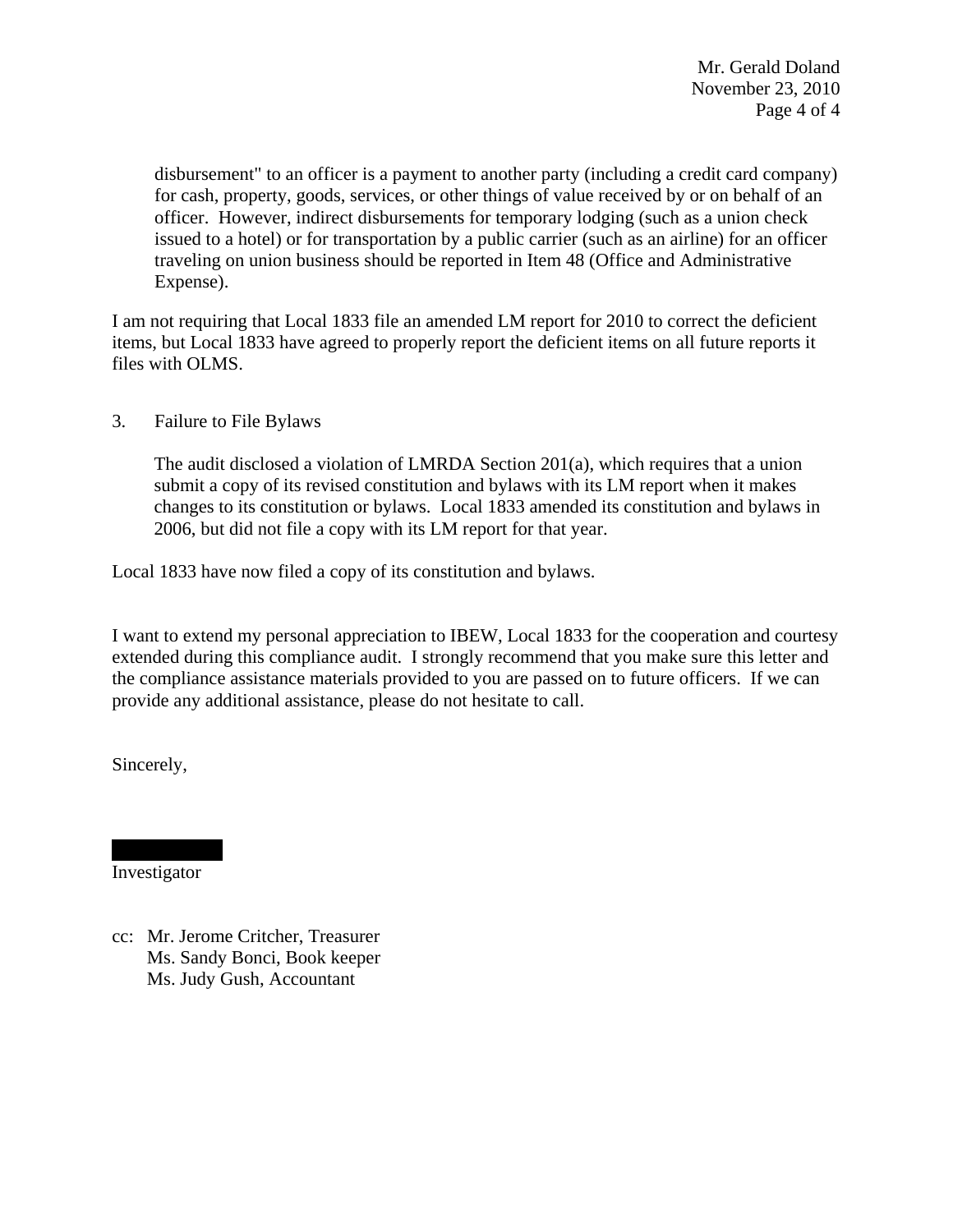disbursement" to an officer is a payment to another party (including a credit card company) for cash, property, goods, services, or other things of value received by or on behalf of an officer. However, indirect disbursements for temporary lodging (such as a union check issued to a hotel) or for transportation by a public carrier (such as an airline) for an officer traveling on union business should be reported in Item 48 (Office and Administrative Expense).

I am not requiring that Local 1833 file an amended LM report for 2010 to correct the deficient items, but Local 1833 have agreed to properly report the deficient items on all future reports it files with OLMS.

3. Failure to File Bylaws

   The audit disclosed a violation of LMRDA Section 201(a), which requires that a union submit a copy of its revised constitution and bylaws with its LM report when it makes changes to its constitution or bylaws. Local 1833 amended its constitution and bylaws in 2006, but did not file a copy with its LM report for that year.

Local 1833 have now filed a copy of its constitution and bylaws.

I want to extend my personal appreciation to IBEW, Local 1833 for the cooperation and courtesy extended during this compliance audit. I strongly recommend that you make sure this letter and the compliance assistance materials provided to you are passed on to future officers. If we can provide any additional assistance, please do not hesitate to call.

Sincerely,

Investigator

cc: Mr. Jerome Critcher, Treasurer
    Ms. Sandy Bonci, Book keeper
    Ms. Judy Gush, Accountant